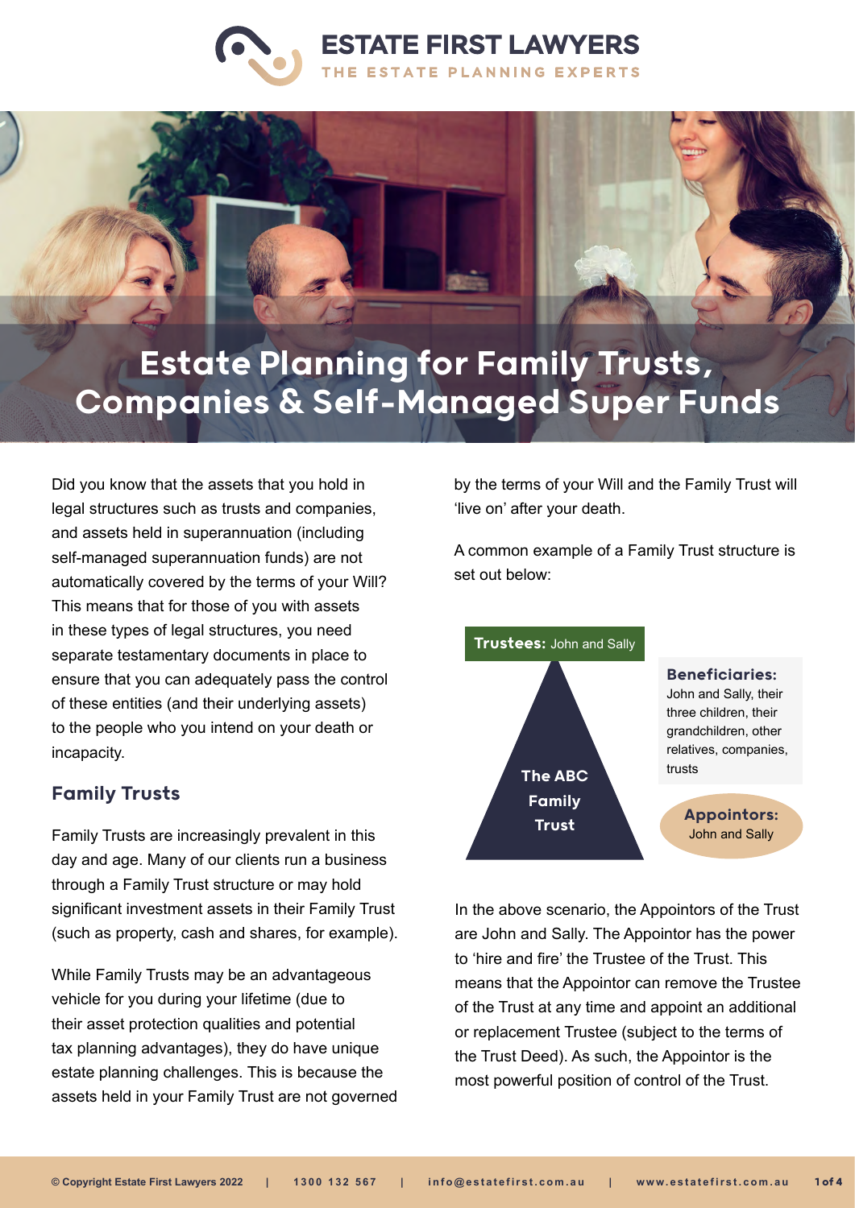# Estate Planning for Family Trusts, Companies & Self-Managed Super Funds

Did you know that the assets that you hold in legal structures such as trusts and companies, and assets held in superannuation (including self-managed superannuation funds) are not automatically covered by the terms of your Will? This means that for those of you with assets in these types of legal structures, you need separate testamentary documents in place to ensure that you can adequately pass the control of these entities (and their underlying assets) to the people who you intend on your death or incapacity.

## Family Trusts

Family Trusts are increasingly prevalent in this day and age. Many of our clients run a business through a Family Trust structure or may hold significant investment assets in their Family Trust (such as property, cash and shares, for example).

While Family Trusts may be an advantageous vehicle for you during your lifetime (due to their asset protection qualities and potential tax planning advantages), they do have unique estate planning challenges. This is because the assets held in your Family Trust are not governed by the terms of your Will and the Family Trust will 'live on' after your death.

A common example of a Family Trust structure is set out below:

**Trustees:** John and Sally

**The ABC Family Trust**

**Beneficiaries:** John and Sally, their three children, their grandchildren, other relatives, companies, trusts

**Appointors:** John and Sally

In the above scenario, the Appointors of the Trust are John and Sally. The Appointor has the power to 'hire and fire' the Trustee of the Trust. This means that the Appointor can remove the Trustee of the Trust at any time and appoint an additional or replacement Trustee (subject to the terms of the Trust Deed). As such, the Appointor is the most powerful position of control of the Trust.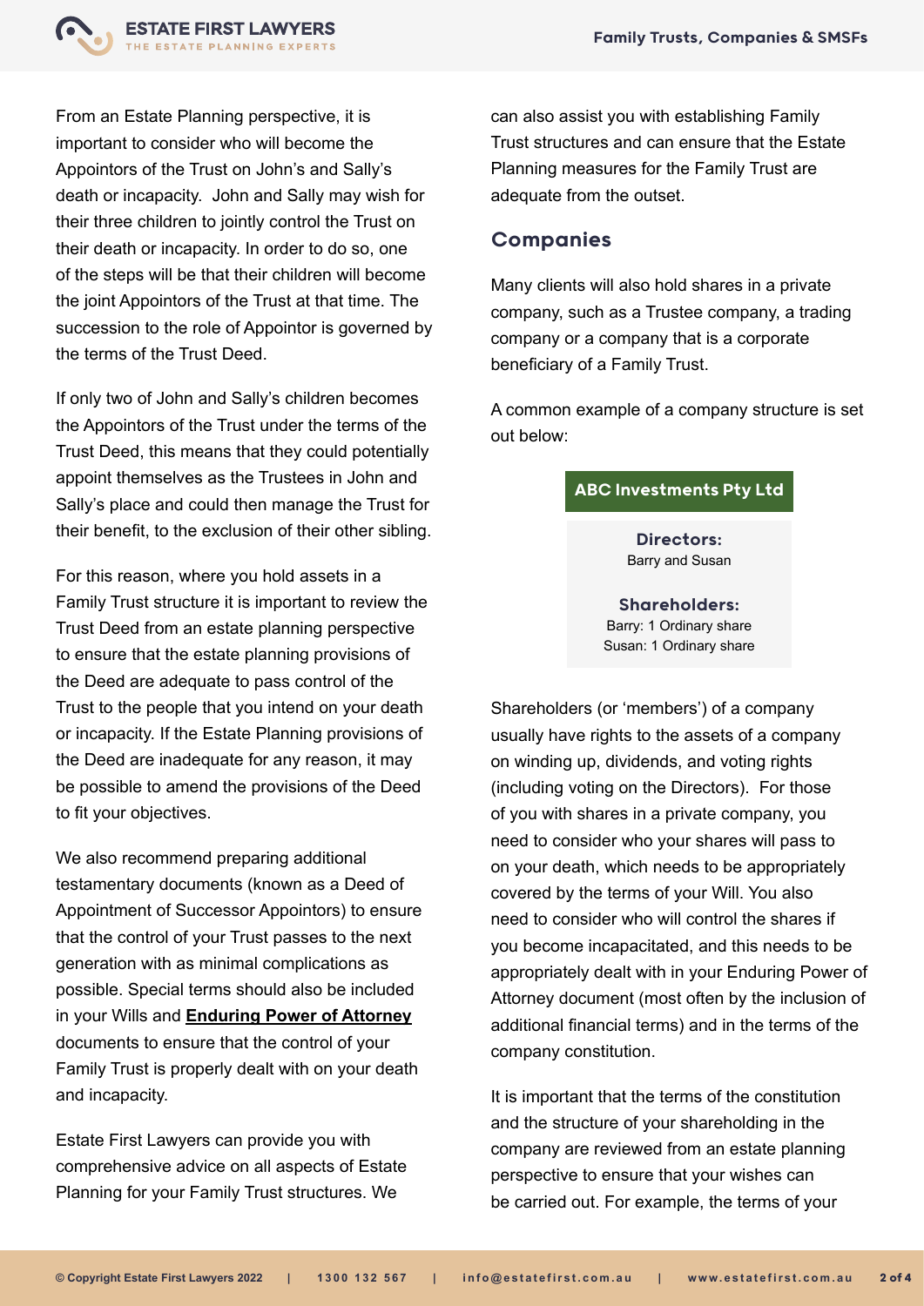From an Estate Planning perspective, it is important to consider who will become the Appointors of the Trust on John's and Sally's death or incapacity. John and Sally may wish for their three children to jointly control the Trust on their death or incapacity. In order to do so, one of the steps will be that their children will become the joint Appointors of the Trust at that time. The succession to the role of Appointor is governed by the terms of the Trust Deed.

If only two of John and Sally's children becomes the Appointors of the Trust under the terms of the Trust Deed, this means that they could potentially appoint themselves as the Trustees in John and Sally's place and could then manage the Trust for their benefit, to the exclusion of their other sibling.

For this reason, where you hold assets in a Family Trust structure it is important to review the Trust Deed from an estate planning perspective to ensure that the estate planning provisions of the Deed are adequate to pass control of the Trust to the people that you intend on your death or incapacity. If the Estate Planning provisions of the Deed are inadequate for any reason, it may be possible to amend the provisions of the Deed to fit your objectives.

We also recommend preparing additional testamentary documents (known as a Deed of Appointment of Successor Appointors) to ensure that the control of your Trust passes to the next generation with as minimal complications as possible. Special terms should also be included in your Wills and **Enduring Power of Attorney** documents to ensure that the control of your Family Trust is properly dealt with on your death and incapacity.

Estate First Lawyers can provide you with comprehensive advice on all aspects of Estate Planning for your Family Trust structures. We can also assist you with establishing Family Trust structures and can ensure that the Estate Planning measures for the Family Trust are adequate from the outset.

## Companies

Many clients will also hold shares in a private company, such as a Trustee company, a trading company or a company that is a corporate beneficiary of a Family Trust.

A common example of a company structure is set out below:

| ABC Investments Pty Ltd |
| --- |
| **Directors:** Barry and Susan |
| **Shareholders:** Barry: 1 Ordinary share; Susan: 1 Ordinary share |

Shareholders (or 'members') of a company usually have rights to the assets of a company on winding up, dividends, and voting rights (including voting on the Directors). For those of you with shares in a private company, you need to consider who your shares will pass to on your death, which needs to be appropriately covered by the terms of your Will. You also need to consider who will control the shares if you become incapacitated, and this needs to be appropriately dealt with in your Enduring Power of Attorney document (most often by the inclusion of additional financial terms) and in the terms of the company constitution.

It is important that the terms of the constitution and the structure of your shareholding in the company are reviewed from an estate planning perspective to ensure that your wishes can be carried out. For example, the terms of your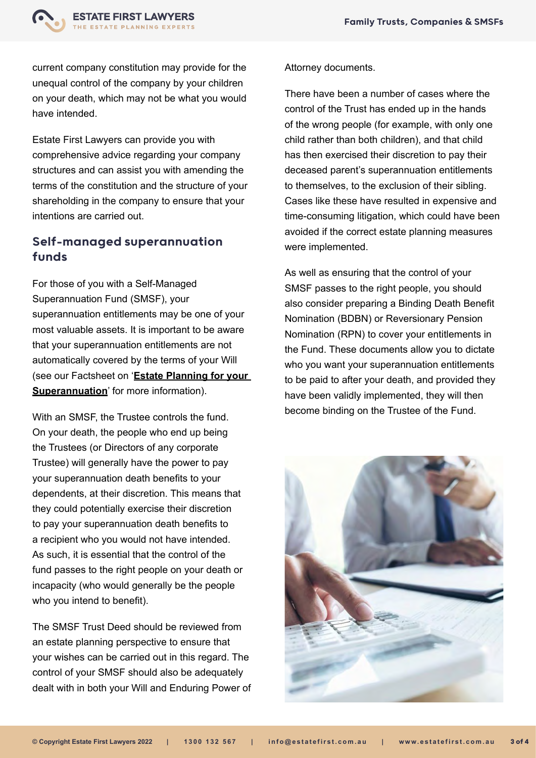current company constitution may provide for the unequal control of the company by your children on your death, which may not be what you would have intended.

Estate First Lawyers can provide you with comprehensive advice regarding your company structures and can assist you with amending the terms of the constitution and the structure of your shareholding in the company to ensure that your intentions are carried out.

## Self-managed superannuation funds

For those of you with a Self-Managed Superannuation Fund (SMSF), your superannuation entitlements may be one of your most valuable assets. It is important to be aware that your superannuation entitlements are not automatically covered by the terms of your Will (see our Factsheet on '**Estate Planning for your Superannuation**' for more information).

With an SMSF, the Trustee controls the fund. On your death, the people who end up being the Trustees (or Directors of any corporate Trustee) will generally have the power to pay your superannuation death benefits to your dependents, at their discretion. This means that they could potentially exercise their discretion to pay your superannuation death benefits to a recipient who you would not have intended. As such, it is essential that the control of the fund passes to the right people on your death or incapacity (who would generally be the people who you intend to benefit).

The SMSF Trust Deed should be reviewed from an estate planning perspective to ensure that your wishes can be carried out in this regard. The control of your SMSF should also be adequately dealt with in both your Will and Enduring Power of Attorney documents.

There have been a number of cases where the control of the Trust has ended up in the hands of the wrong people (for example, with only one child rather than both children), and that child has then exercised their discretion to pay their deceased parent's superannuation entitlements to themselves, to the exclusion of their sibling. Cases like these have resulted in expensive and time-consuming litigation, which could have been avoided if the correct estate planning measures were implemented.

As well as ensuring that the control of your SMSF passes to the right people, you should also consider preparing a Binding Death Benefit Nomination (BDBN) or Reversionary Pension Nomination (RPN) to cover your entitlements in the Fund. These documents allow you to dictate who you want your superannuation entitlements to be paid to after your death, and provided they have been validly implemented, they will then become binding on the Trustee of the Fund.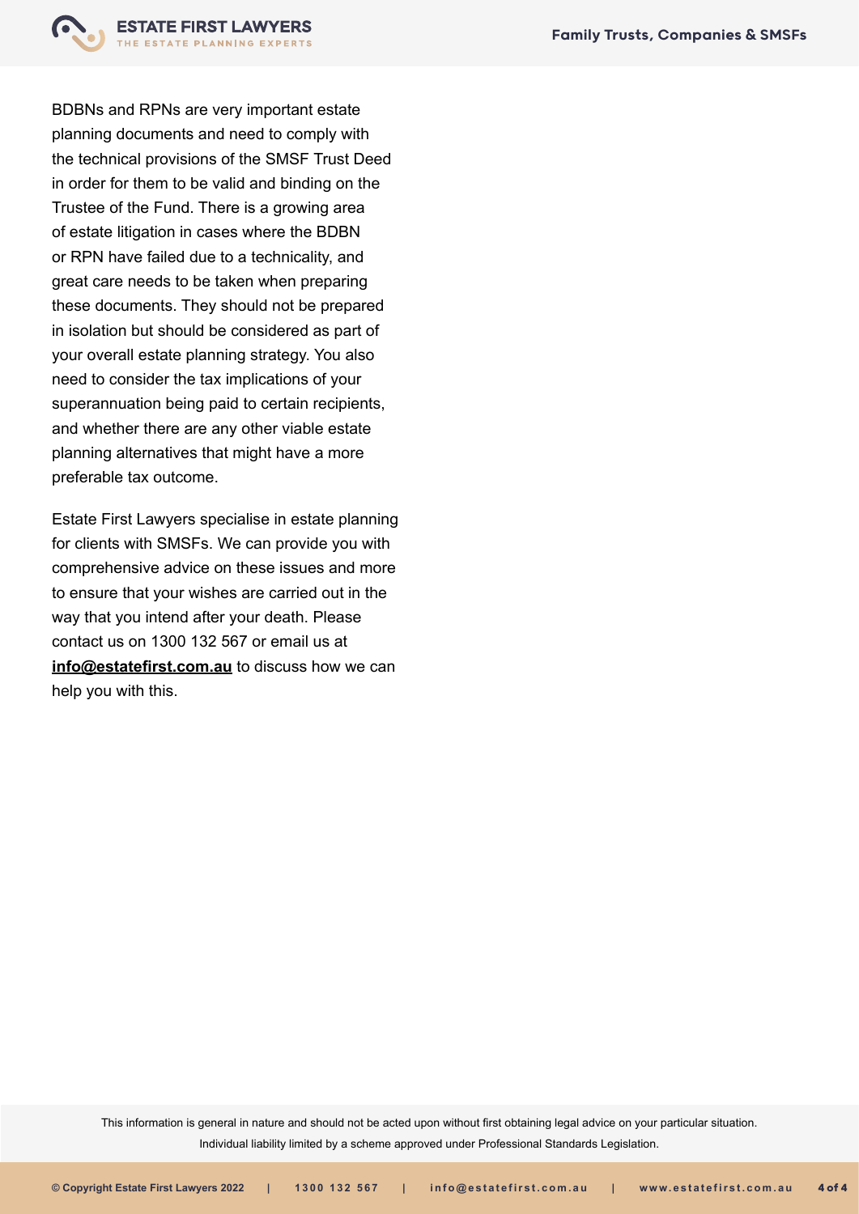BDBNs and RPNs are very important estate planning documents and need to comply with the technical provisions of the SMSF Trust Deed in order for them to be valid and binding on the Trustee of the Fund. There is a growing area of estate litigation in cases where the BDBN or RPN have failed due to a technicality, and great care needs to be taken when preparing these documents. They should not be prepared in isolation but should be considered as part of your overall estate planning strategy. You also need to consider the tax implications of your superannuation being paid to certain recipients, and whether there are any other viable estate planning alternatives that might have a more preferable tax outcome.

Estate First Lawyers specialise in estate planning for clients with SMSFs. We can provide you with comprehensive advice on these issues and more to ensure that your wishes are carried out in the way that you intend after your death. Please contact us on 1300 132 567 or email us at **info@estatefirst.com.au** to discuss how we can help you with this.

This information is general in nature and should not be acted upon without first obtaining legal advice on your particular situation.
Individual liability limited by a scheme approved under Professional Standards Legislation.